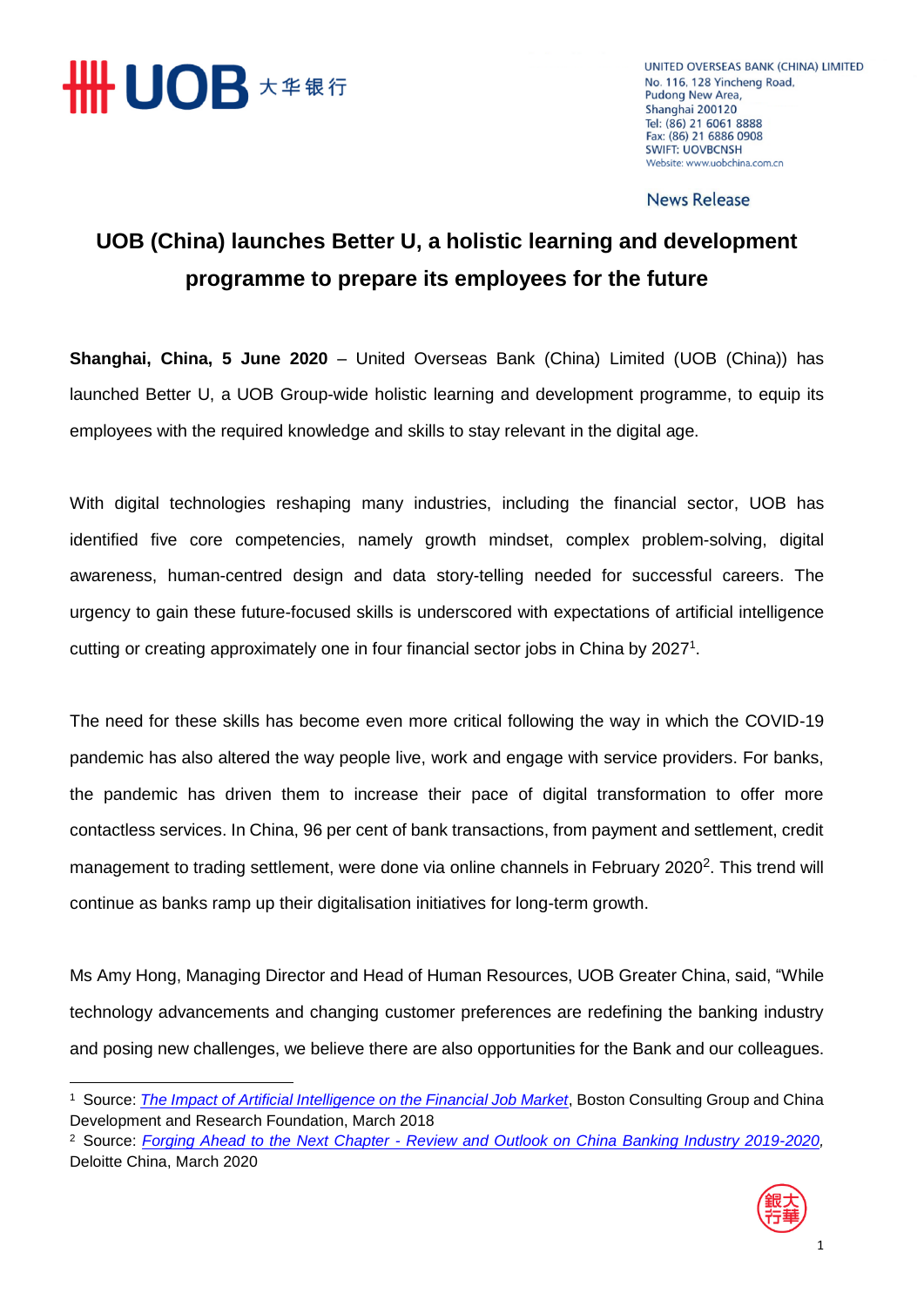UNITED OVERSEAS BANK (CHINA) LIMITED
No. 116, 128 Yincheng Road,
Pudong New Area,
Shanghai 200120
Tel: (86) 21 6061 8888
Fax: (86) 21 6886 0908
SWIFT: UOVBCNSH
Website: www.uobchina.com.cn

News Release

# UOB (China) launches Better U, a holistic learning and development programme to prepare its employees for the future

**Shanghai, China, 5 June 2020** – United Overseas Bank (China) Limited (UOB (China)) has launched Better U, a UOB Group-wide holistic learning and development programme, to equip its employees with the required knowledge and skills to stay relevant in the digital age.

With digital technologies reshaping many industries, including the financial sector, UOB has identified five core competencies, namely growth mindset, complex problem-solving, digital awareness, human-centred design and data story-telling needed for successful careers. The urgency to gain these future-focused skills is underscored with expectations of artificial intelligence cutting or creating approximately one in four financial sector jobs in China by 2027[1].

The need for these skills has become even more critical following the way in which the COVID-19 pandemic has also altered the way people live, work and engage with service providers. For banks, the pandemic has driven them to increase their pace of digital transformation to offer more contactless services. In China, 96 per cent of bank transactions, from payment and settlement, credit management to trading settlement, were done via online channels in February 2020[2]. This trend will continue as banks ramp up their digitalisation initiatives for long-term growth.

Ms Amy Hong, Managing Director and Head of Human Resources, UOB Greater China, said, "While technology advancements and changing customer preferences are redefining the banking industry and posing new challenges, we believe there are also opportunities for the Bank and our colleagues.

---

[1] Source: *The Impact of Artificial Intelligence on the Financial Job Market*, Boston Consulting Group and China Development and Research Foundation, March 2018

[2] Source: *Forging Ahead to the Next Chapter - Review and Outlook on China Banking Industry 2019-2020*, Deloitte China, March 2020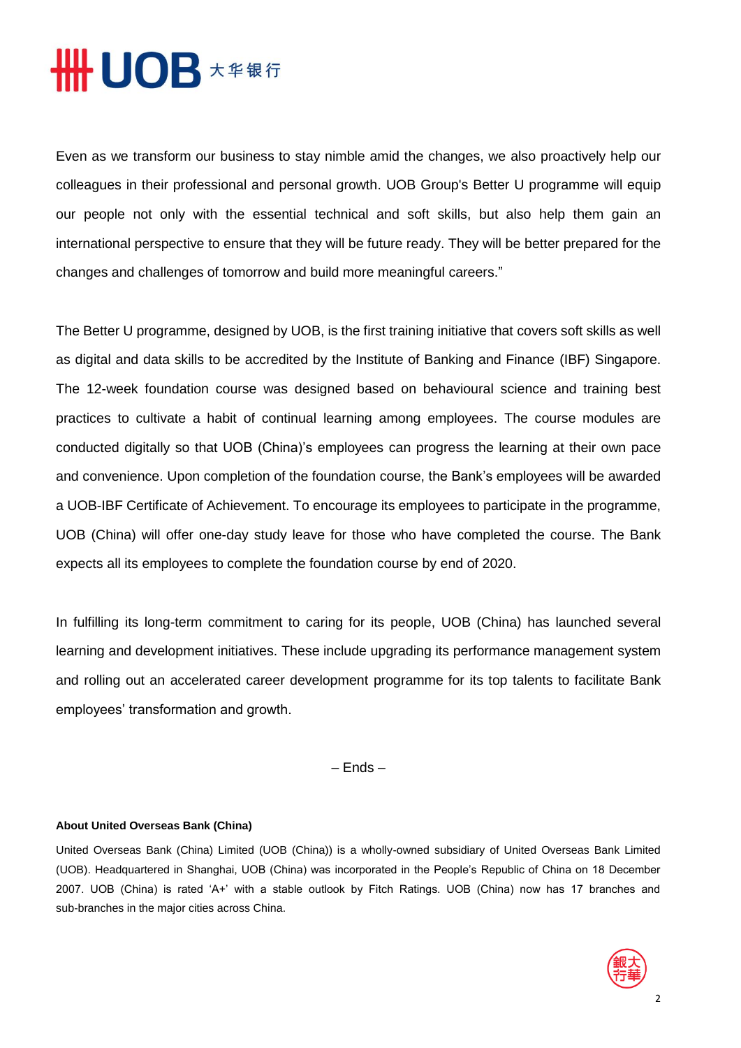Even as we transform our business to stay nimble amid the changes, we also proactively help our colleagues in their professional and personal growth. UOB Group's Better U programme will equip our people not only with the essential technical and soft skills, but also help them gain an international perspective to ensure that they will be future ready. They will be better prepared for the changes and challenges of tomorrow and build more meaningful careers."

The Better U programme, designed by UOB, is the first training initiative that covers soft skills as well as digital and data skills to be accredited by the Institute of Banking and Finance (IBF) Singapore. The 12-week foundation course was designed based on behavioural science and training best practices to cultivate a habit of continual learning among employees. The course modules are conducted digitally so that UOB (China)'s employees can progress the learning at their own pace and convenience. Upon completion of the foundation course, the Bank's employees will be awarded a UOB-IBF Certificate of Achievement. To encourage its employees to participate in the programme, UOB (China) will offer one-day study leave for those who have completed the course. The Bank expects all its employees to complete the foundation course by end of 2020.

In fulfilling its long-term commitment to caring for its people, UOB (China) has launched several learning and development initiatives. These include upgrading its performance management system and rolling out an accelerated career development programme for its top talents to facilitate Bank employees' transformation and growth.

– Ends –

**About United Overseas Bank (China)**

United Overseas Bank (China) Limited (UOB (China)) is a wholly-owned subsidiary of United Overseas Bank Limited (UOB). Headquartered in Shanghai, UOB (China) was incorporated in the People's Republic of China on 18 December 2007. UOB (China) is rated 'A+' with a stable outlook by Fitch Ratings. UOB (China) now has 17 branches and sub-branches in the major cities across China.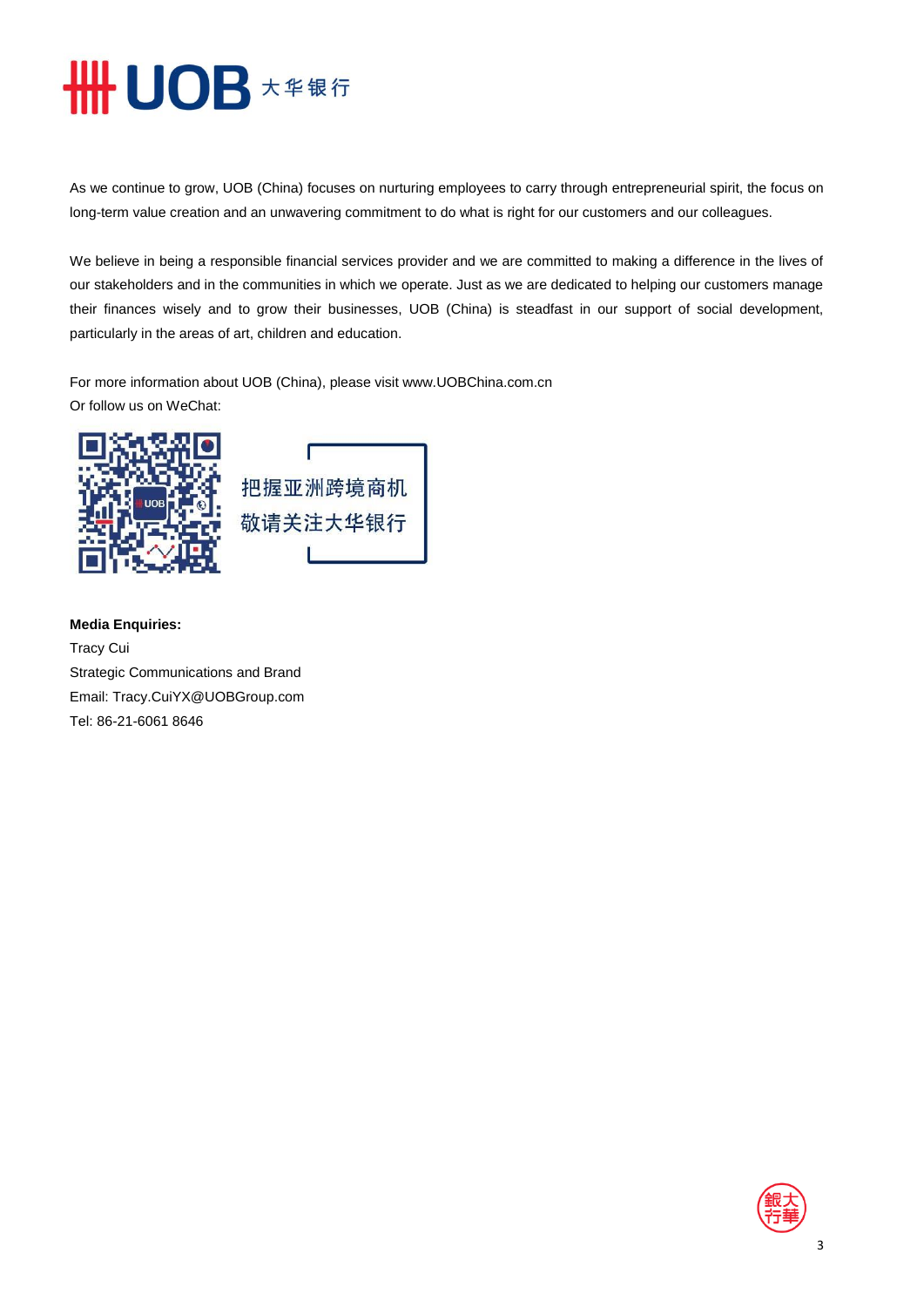As we continue to grow, UOB (China) focuses on nurturing employees to carry through entrepreneurial spirit, the focus on long-term value creation and an unwavering commitment to do what is right for our customers and our colleagues.

We believe in being a responsible financial services provider and we are committed to making a difference in the lives of our stakeholders and in the communities in which we operate. Just as we are dedicated to helping our customers manage their finances wisely and to grow their businesses, UOB (China) is steadfast in our support of social development, particularly in the areas of art, children and education.

For more information about UOB (China), please visit www.UOBChina.com.cn
Or follow us on WeChat:

把握亚洲跨境商机
敬请关注大华银行

**Media Enquiries:**
Tracy Cui
Strategic Communications and Brand
Email: Tracy.CuiYX@UOBGroup.com
Tel: 86-21-6061 8646